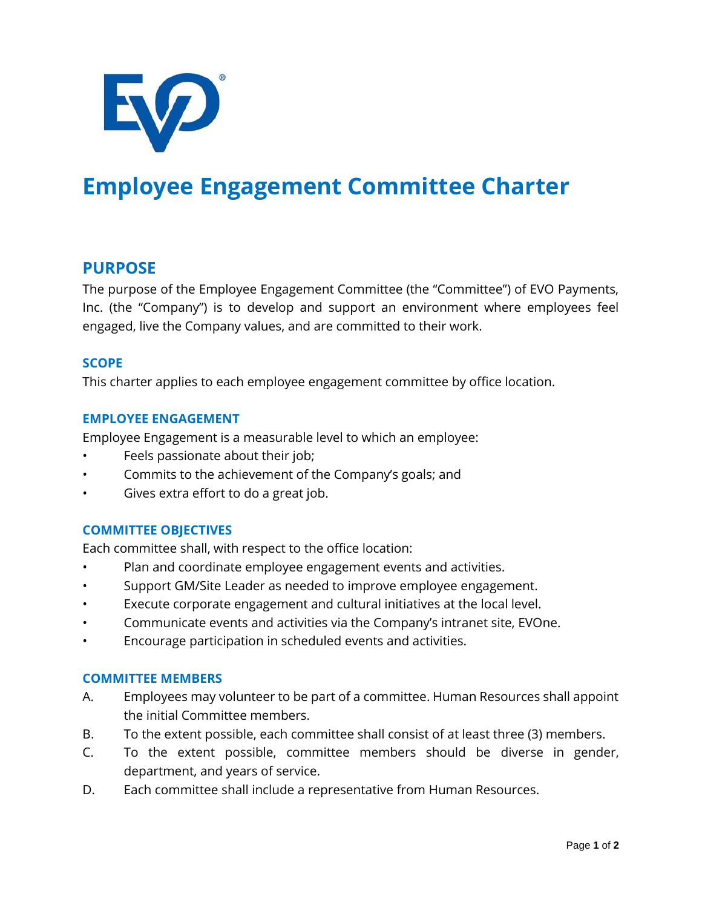# Employee Engagement Committee Charter

## PURPOSE

The purpose of the Employee Engagement Committee (the "Committee") of EVO Payments, Inc. (the "Company") is to develop and support an environment where employees feel engaged, live the Company values, and are committed to their work.

### SCOPE

This charter applies to each employee engagement committee by office location.

### EMPLOYEE ENGAGEMENT

Employee Engagement is a measurable level to which an employee:

- Feels passionate about their job;
- Commits to the achievement of the Company's goals; and
- Gives extra effort to do a great job.

### COMMITTEE OBJECTIVES

Each committee shall, with respect to the office location:

- Plan and coordinate employee engagement events and activities.
- Support GM/Site Leader as needed to improve employee engagement.
- Execute corporate engagement and cultural initiatives at the local level.
- Communicate events and activities via the Company's intranet site, EVOne.
- Encourage participation in scheduled events and activities.

### COMMITTEE MEMBERS

A. Employees may volunteer to be part of a committee. Human Resources shall appoint the initial Committee members.

B. To the extent possible, each committee shall consist of at least three (3) members.

C. To the extent possible, committee members should be diverse in gender, department, and years of service.

D. Each committee shall include a representative from Human Resources.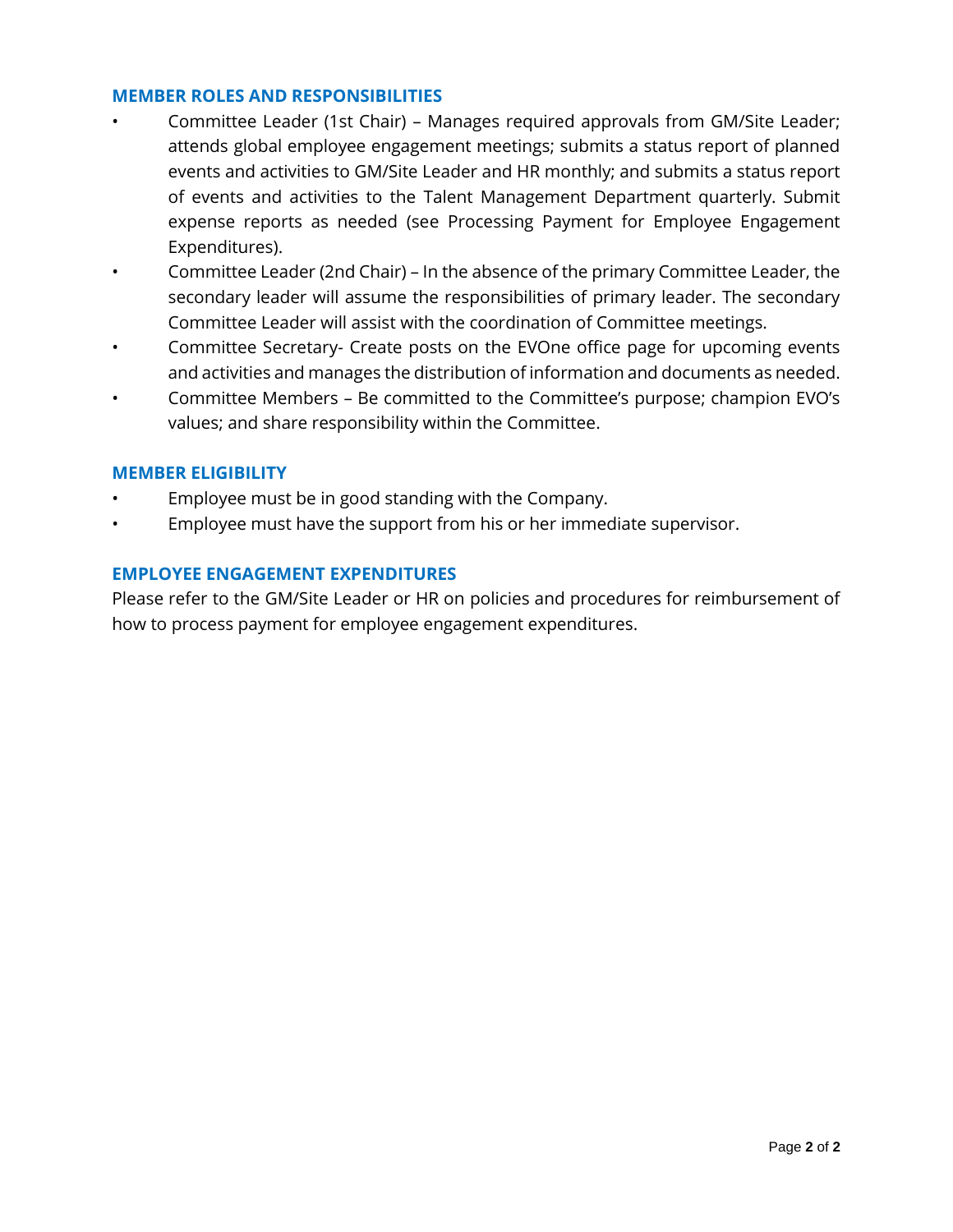## MEMBER ROLES AND RESPONSIBILITIES

- Committee Leader (1st Chair) – Manages required approvals from GM/Site Leader; attends global employee engagement meetings; submits a status report of planned events and activities to GM/Site Leader and HR monthly; and submits a status report of events and activities to the Talent Management Department quarterly. Submit expense reports as needed (see Processing Payment for Employee Engagement Expenditures).
- Committee Leader (2nd Chair) – In the absence of the primary Committee Leader, the secondary leader will assume the responsibilities of primary leader. The secondary Committee Leader will assist with the coordination of Committee meetings.
- Committee Secretary- Create posts on the EVOne office page for upcoming events and activities and manages the distribution of information and documents as needed.
- Committee Members – Be committed to the Committee's purpose; champion EVO's values; and share responsibility within the Committee.

## MEMBER ELIGIBILITY

- Employee must be in good standing with the Company.
- Employee must have the support from his or her immediate supervisor.

## EMPLOYEE ENGAGEMENT EXPENDITURES

Please refer to the GM/Site Leader or HR on policies and procedures for reimbursement of how to process payment for employee engagement expenditures.